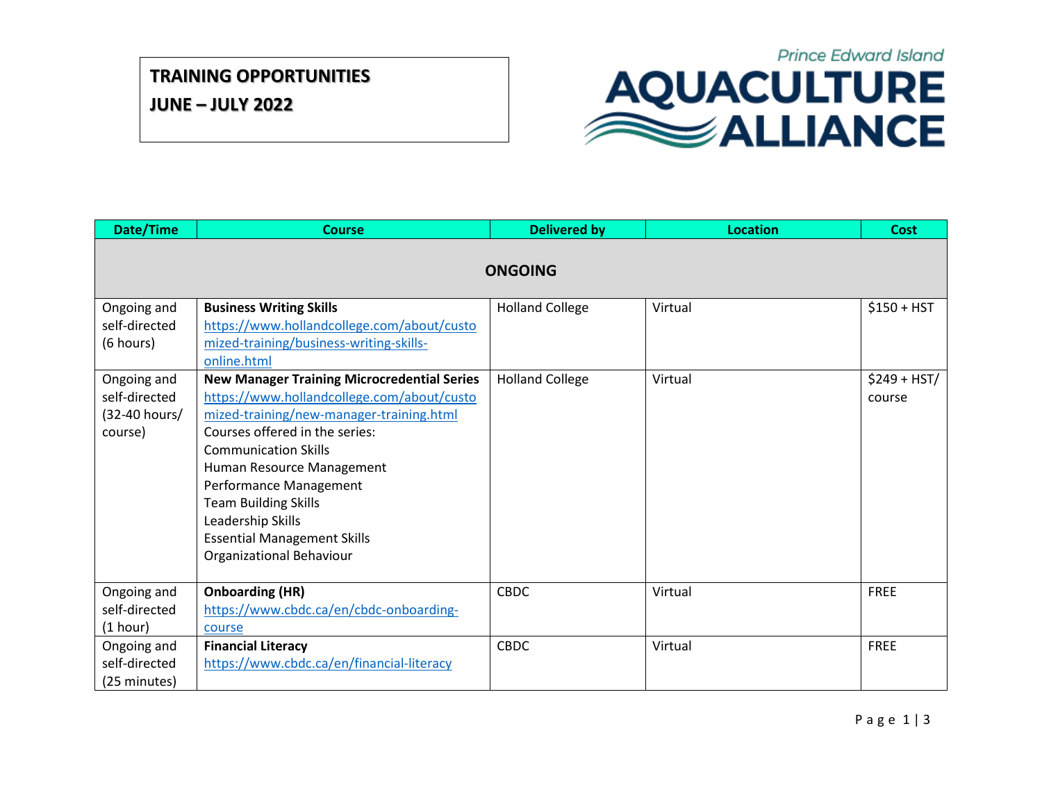# TRAINING OPPORTUNITIES

## JUNE – JULY 2022

Prince Edward Island AQUACULTURE ALLIANCE

| Date/Time | Course | Delivered by | Location | Cost |
|---|---|---|---|---|
| **ONGOING** | | | | |
| Ongoing and self-directed (6 hours) | **Business Writing Skills** https://www.hollandcollege.com/about/customized-training/business-writing-skills-online.html | Holland College | Virtual | $150 + HST |
| Ongoing and self-directed (32-40 hours/ course) | **New Manager Training Microcredential Series** https://www.hollandcollege.com/about/customized-training/new-manager-training.html<br>Courses offered in the series:<br>Communication Skills<br>Human Resource Management<br>Performance Management<br>Team Building Skills<br>Leadership Skills<br>Essential Management Skills<br>Organizational Behaviour | Holland College | Virtual | $249 + HST/ course |
| Ongoing and self-directed (1 hour) | **Onboarding (HR)** https://www.cbdc.ca/en/cbdc-onboarding-course | CBDC | Virtual | FREE |
| Ongoing and self-directed (25 minutes) | **Financial Literacy** https://www.cbdc.ca/en/financial-literacy | CBDC | Virtual | FREE |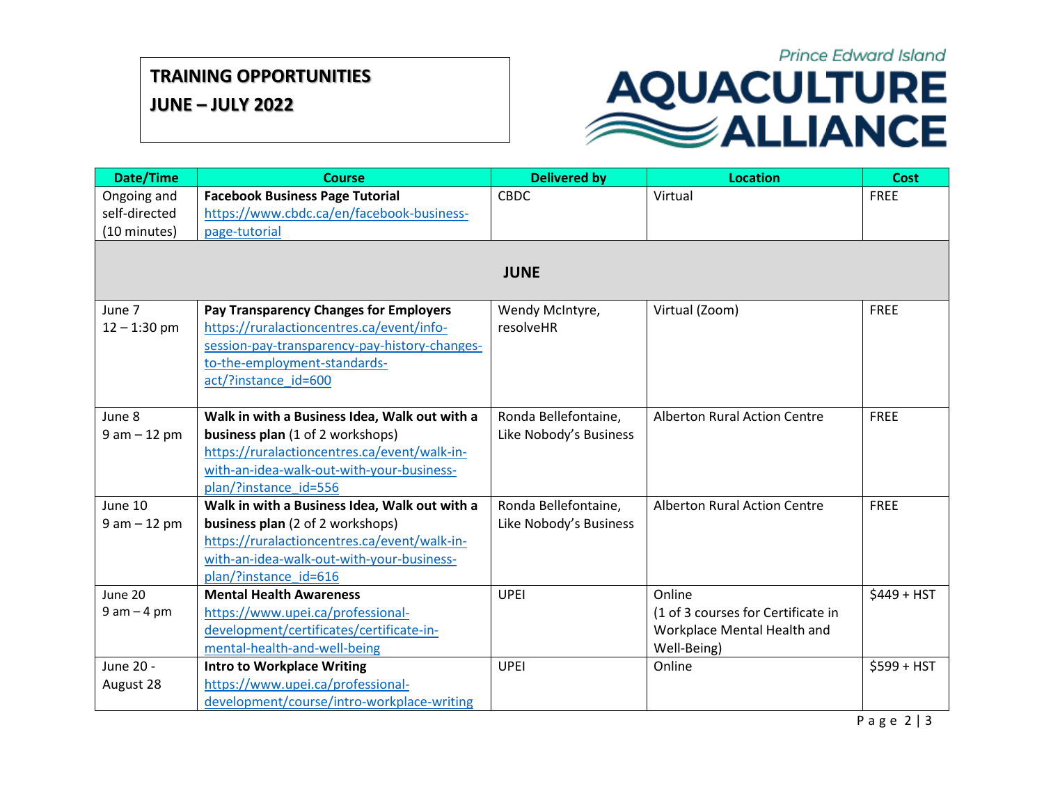# TRAINING OPPORTUNITIES
# JUNE – JULY 2022

Prince Edward Island AQUACULTURE ALLIANCE

| Date/Time | Course | Delivered by | Location | Cost |
|---|---|---|---|---|
| Ongoing and self-directed (10 minutes) | **Facebook Business Page Tutorial** https://www.cbdc.ca/en/facebook-business-page-tutorial | CBDC | Virtual | FREE |
| | | **JUNE** | | |
| June 7 12 – 1:30 pm | **Pay Transparency Changes for Employers** https://ruralactioncentres.ca/event/info-session-pay-transparency-pay-history-changes-to-the-employment-standards-act/?instance_id=600 | Wendy McIntyre, resolveHR | Virtual (Zoom) | FREE |
| June 8 9 am – 12 pm | **Walk in with a Business Idea, Walk out with a business plan** (1 of 2 workshops) https://ruralactioncentres.ca/event/walk-in-with-an-idea-walk-out-with-your-business-plan/?instance_id=556 | Ronda Bellefontaine, Like Nobody's Business | Alberton Rural Action Centre | FREE |
| June 10 9 am – 12 pm | **Walk in with a Business Idea, Walk out with a business plan** (2 of 2 workshops) https://ruralactioncentres.ca/event/walk-in-with-an-idea-walk-out-with-your-business-plan/?instance_id=616 | Ronda Bellefontaine, Like Nobody's Business | Alberton Rural Action Centre | FREE |
| June 20 9 am – 4 pm | **Mental Health Awareness** https://www.upei.ca/professional-development/certificates/certificate-in-mental-health-and-well-being | UPEI | Online (1 of 3 courses for Certificate in Workplace Mental Health and Well-Being) | $449 + HST |
| June 20 - August 28 | **Intro to Workplace Writing** https://www.upei.ca/professional-development/course/intro-workplace-writing | UPEI | Online | $599 + HST |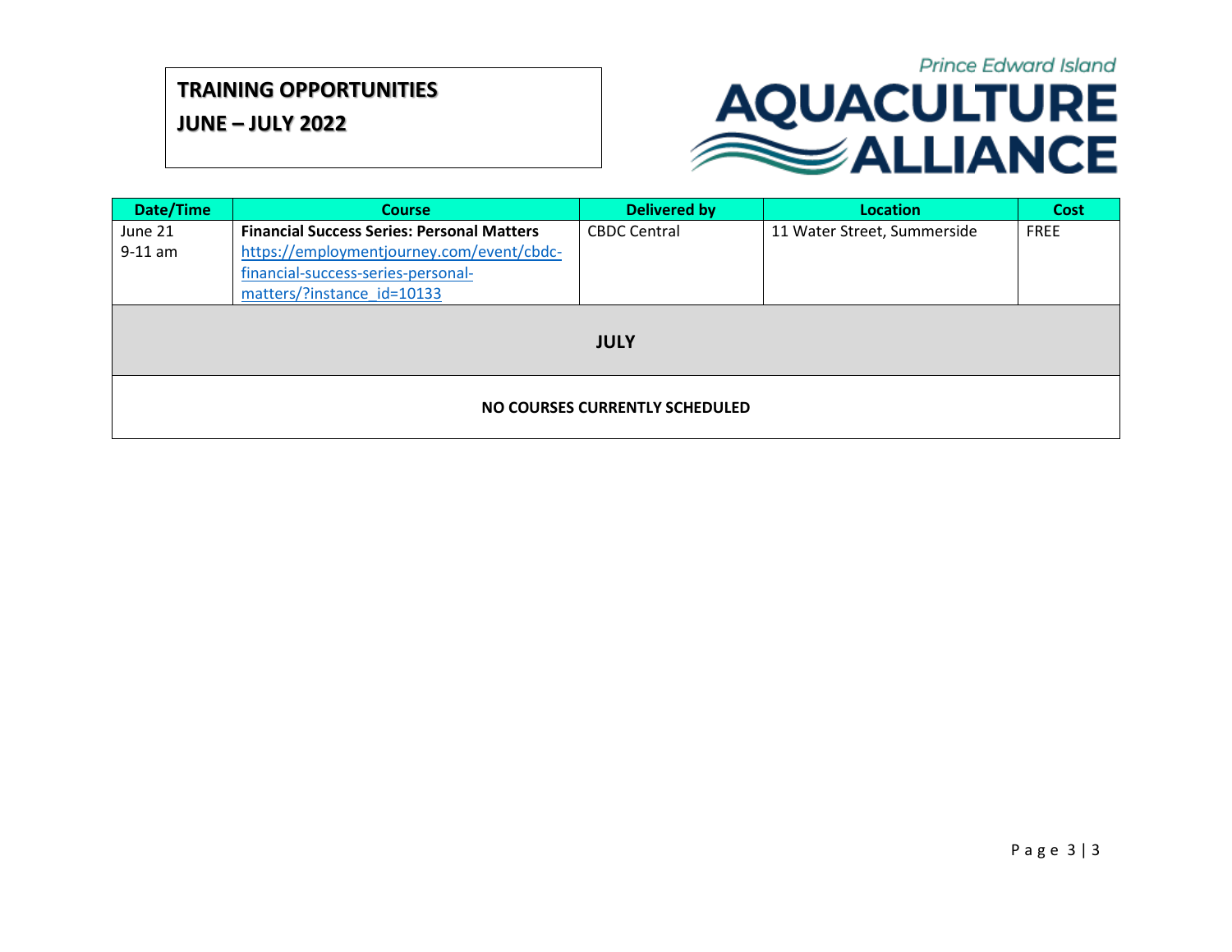**TRAINING OPPORTUNITIES**

**JUNE – JULY 2022**

Prince Edward Island
AQUACULTURE
ALLIANCE

| Date/Time | Course | Delivered by | Location | Cost |
|---|---|---|---|---|
| June 21<br>9-11 am | **Financial Success Series: Personal Matters**<br>https://employmentjourney.com/event/cbdc-financial-success-series-personal-matters/?instance_id=10133 | CBDC Central | 11 Water Street, Summerside | FREE |
| **JULY** | | | | |
| **NO COURSES CURRENTLY SCHEDULED** | | | | |